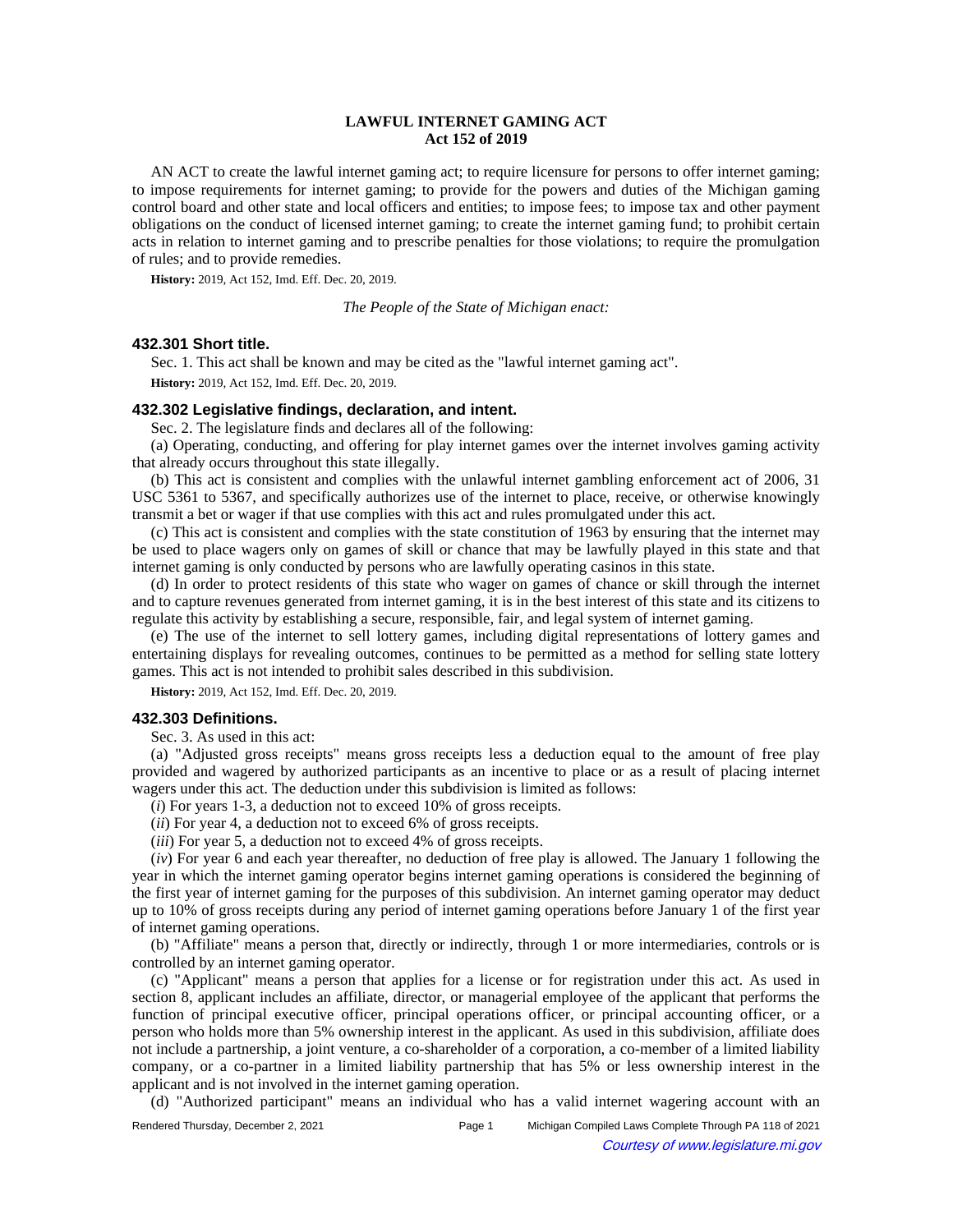# LAWFUL INTERNET GAMING ACT
## Act 152 of 2019

AN ACT to create the lawful internet gaming act; to require licensure for persons to offer internet gaming; to impose requirements for internet gaming; to provide for the powers and duties of the Michigan gaming control board and other state and local officers and entities; to impose fees; to impose tax and other payment obligations on the conduct of licensed internet gaming; to create the internet gaming fund; to prohibit certain acts in relation to internet gaming and to prescribe penalties for those violations; to require the promulgation of rules; and to provide remedies.

**History:** 2019, Act 152, Imd. Eff. Dec. 20, 2019.

*The People of the State of Michigan enact:*

### 432.301 Short title.

Sec. 1. This act shall be known and may be cited as the "lawful internet gaming act".

**History:** 2019, Act 152, Imd. Eff. Dec. 20, 2019.

### 432.302 Legislative findings, declaration, and intent.

Sec. 2. The legislature finds and declares all of the following:

(a) Operating, conducting, and offering for play internet games over the internet involves gaming activity that already occurs throughout this state illegally.

(b) This act is consistent and complies with the unlawful internet gambling enforcement act of 2006, 31 USC 5361 to 5367, and specifically authorizes use of the internet to place, receive, or otherwise knowingly transmit a bet or wager if that use complies with this act and rules promulgated under this act.

(c) This act is consistent and complies with the state constitution of 1963 by ensuring that the internet may be used to place wagers only on games of skill or chance that may be lawfully played in this state and that internet gaming is only conducted by persons who are lawfully operating casinos in this state.

(d) In order to protect residents of this state who wager on games of chance or skill through the internet and to capture revenues generated from internet gaming, it is in the best interest of this state and its citizens to regulate this activity by establishing a secure, responsible, fair, and legal system of internet gaming.

(e) The use of the internet to sell lottery games, including digital representations of lottery games and entertaining displays for revealing outcomes, continues to be permitted as a method for selling state lottery games. This act is not intended to prohibit sales described in this subdivision.

**History:** 2019, Act 152, Imd. Eff. Dec. 20, 2019.

### 432.303 Definitions.

Sec. 3. As used in this act:

(a) "Adjusted gross receipts" means gross receipts less a deduction equal to the amount of free play provided and wagered by authorized participants as an incentive to place or as a result of placing internet wagers under this act. The deduction under this subdivision is limited as follows:

(*i*) For years 1-3, a deduction not to exceed 10% of gross receipts.

(*ii*) For year 4, a deduction not to exceed 6% of gross receipts.

(*iii*) For year 5, a deduction not to exceed 4% of gross receipts.

(*iv*) For year 6 and each year thereafter, no deduction of free play is allowed. The January 1 following the year in which the internet gaming operator begins internet gaming operations is considered the beginning of the first year of internet gaming for the purposes of this subdivision. An internet gaming operator may deduct up to 10% of gross receipts during any period of internet gaming operations before January 1 of the first year of internet gaming operations.

(b) "Affiliate" means a person that, directly or indirectly, through 1 or more intermediaries, controls or is controlled by an internet gaming operator.

(c) "Applicant" means a person that applies for a license or for registration under this act. As used in section 8, applicant includes an affiliate, director, or managerial employee of the applicant that performs the function of principal executive officer, principal operations officer, or principal accounting officer, or a person who holds more than 5% ownership interest in the applicant. As used in this subdivision, affiliate does not include a partnership, a joint venture, a co-shareholder of a corporation, a co-member of a limited liability company, or a co-partner in a limited liability partnership that has 5% or less ownership interest in the applicant and is not involved in the internet gaming operation.

(d) "Authorized participant" means an individual who has a valid internet wagering account with an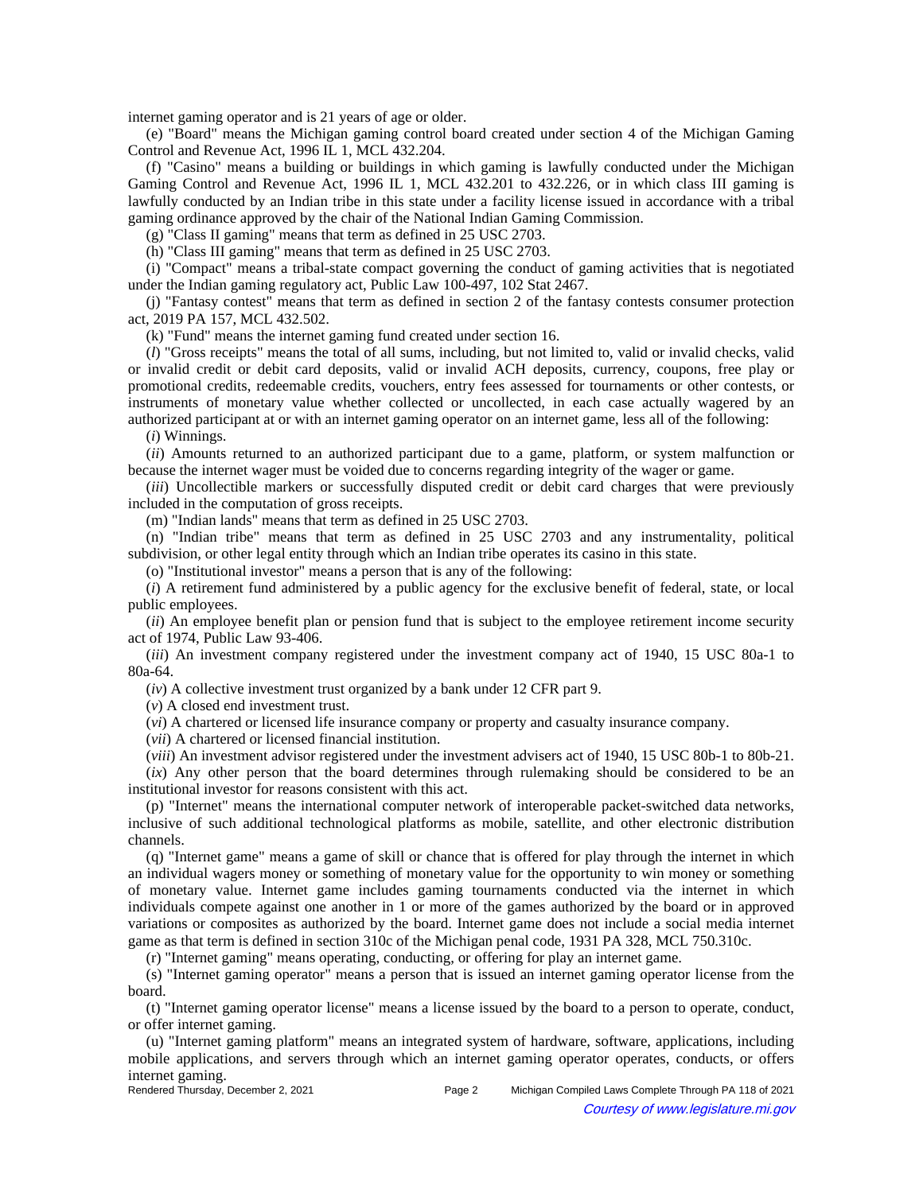internet gaming operator and is 21 years of age or older.

(e) "Board" means the Michigan gaming control board created under section 4 of the Michigan Gaming Control and Revenue Act, 1996 IL 1, MCL 432.204.

(f) "Casino" means a building or buildings in which gaming is lawfully conducted under the Michigan Gaming Control and Revenue Act, 1996 IL 1, MCL 432.201 to 432.226, or in which class III gaming is lawfully conducted by an Indian tribe in this state under a facility license issued in accordance with a tribal gaming ordinance approved by the chair of the National Indian Gaming Commission.

(g) "Class II gaming" means that term as defined in 25 USC 2703.

(h) "Class III gaming" means that term as defined in 25 USC 2703.

(i) "Compact" means a tribal-state compact governing the conduct of gaming activities that is negotiated under the Indian gaming regulatory act, Public Law 100-497, 102 Stat 2467.

(j) "Fantasy contest" means that term as defined in section 2 of the fantasy contests consumer protection act, 2019 PA 157, MCL 432.502.

(k) "Fund" means the internet gaming fund created under section 16.

(*l*) "Gross receipts" means the total of all sums, including, but not limited to, valid or invalid checks, valid or invalid credit or debit card deposits, valid or invalid ACH deposits, currency, coupons, free play or promotional credits, redeemable credits, vouchers, entry fees assessed for tournaments or other contests, or instruments of monetary value whether collected or uncollected, in each case actually wagered by an authorized participant at or with an internet gaming operator on an internet game, less all of the following:

(*i*) Winnings.

(*ii*) Amounts returned to an authorized participant due to a game, platform, or system malfunction or because the internet wager must be voided due to concerns regarding integrity of the wager or game.

(*iii*) Uncollectible markers or successfully disputed credit or debit card charges that were previously included in the computation of gross receipts.

(m) "Indian lands" means that term as defined in 25 USC 2703.

(n) "Indian tribe" means that term as defined in 25 USC 2703 and any instrumentality, political subdivision, or other legal entity through which an Indian tribe operates its casino in this state.

(o) "Institutional investor" means a person that is any of the following:

(*i*) A retirement fund administered by a public agency for the exclusive benefit of federal, state, or local public employees.

(*ii*) An employee benefit plan or pension fund that is subject to the employee retirement income security act of 1974, Public Law 93-406.

(*iii*) An investment company registered under the investment company act of 1940, 15 USC 80a-1 to 80a-64.

(*iv*) A collective investment trust organized by a bank under 12 CFR part 9.

(*v*) A closed end investment trust.

(*vi*) A chartered or licensed life insurance company or property and casualty insurance company.

(*vii*) A chartered or licensed financial institution.

(*viii*) An investment advisor registered under the investment advisers act of 1940, 15 USC 80b-1 to 80b-21.

(*ix*) Any other person that the board determines through rulemaking should be considered to be an institutional investor for reasons consistent with this act.

(p) "Internet" means the international computer network of interoperable packet-switched data networks, inclusive of such additional technological platforms as mobile, satellite, and other electronic distribution channels.

(q) "Internet game" means a game of skill or chance that is offered for play through the internet in which an individual wagers money or something of monetary value for the opportunity to win money or something of monetary value. Internet game includes gaming tournaments conducted via the internet in which individuals compete against one another in 1 or more of the games authorized by the board or in approved variations or composites as authorized by the board. Internet game does not include a social media internet game as that term is defined in section 310c of the Michigan penal code, 1931 PA 328, MCL 750.310c.

(r) "Internet gaming" means operating, conducting, or offering for play an internet game.

(s) "Internet gaming operator" means a person that is issued an internet gaming operator license from the board.

(t) "Internet gaming operator license" means a license issued by the board to a person to operate, conduct, or offer internet gaming.

(u) "Internet gaming platform" means an integrated system of hardware, software, applications, including mobile applications, and servers through which an internet gaming operator operates, conducts, or offers internet gaming.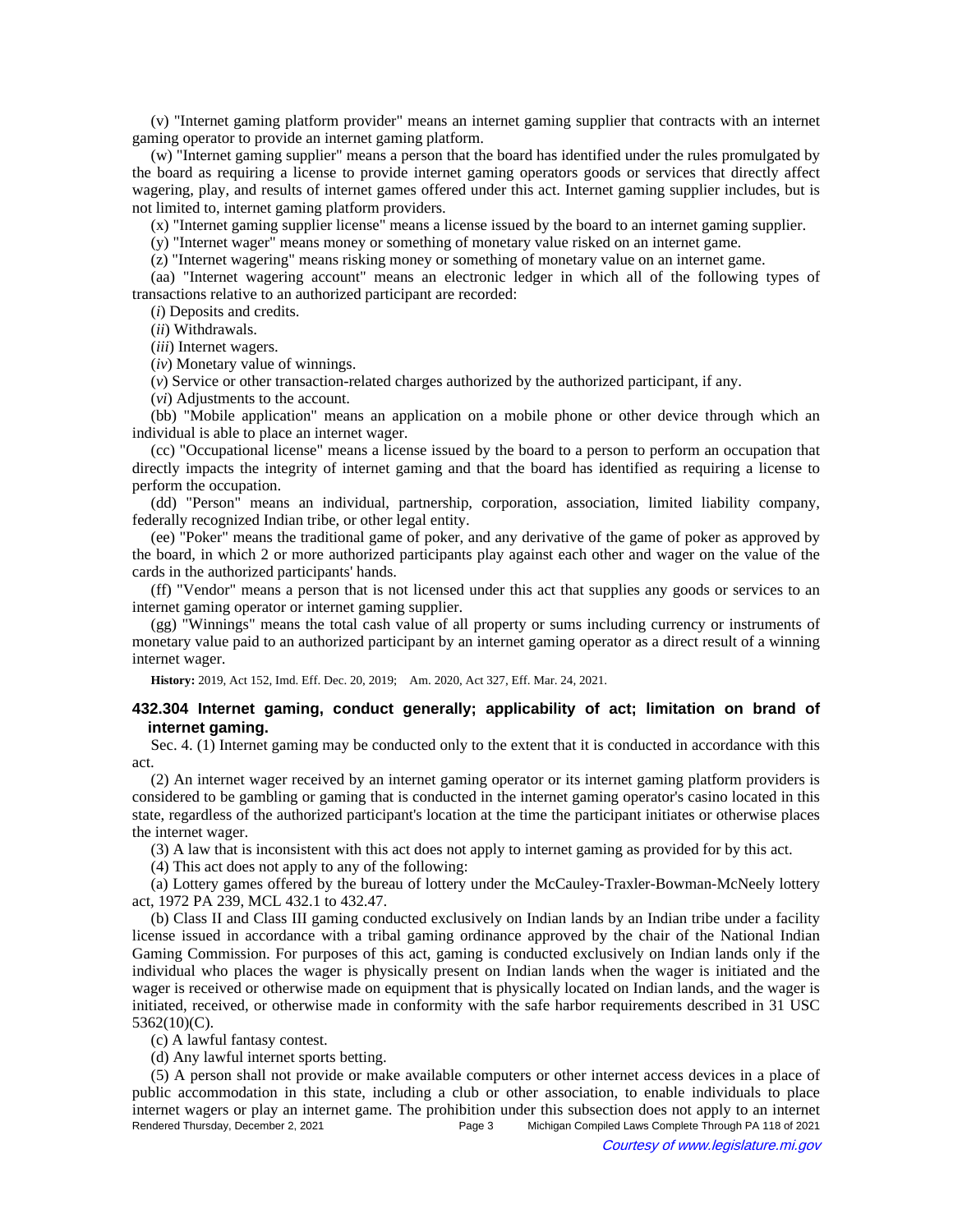(v) "Internet gaming platform provider" means an internet gaming supplier that contracts with an internet gaming operator to provide an internet gaming platform.

(w) "Internet gaming supplier" means a person that the board has identified under the rules promulgated by the board as requiring a license to provide internet gaming operators goods or services that directly affect wagering, play, and results of internet games offered under this act. Internet gaming supplier includes, but is not limited to, internet gaming platform providers.

(x) "Internet gaming supplier license" means a license issued by the board to an internet gaming supplier.

(y) "Internet wager" means money or something of monetary value risked on an internet game.

(z) "Internet wagering" means risking money or something of monetary value on an internet game.

(aa) "Internet wagering account" means an electronic ledger in which all of the following types of transactions relative to an authorized participant are recorded:

(*i*) Deposits and credits.

(*ii*) Withdrawals.

(*iii*) Internet wagers.

(*iv*) Monetary value of winnings.

(*v*) Service or other transaction-related charges authorized by the authorized participant, if any.

(*vi*) Adjustments to the account.

(bb) "Mobile application" means an application on a mobile phone or other device through which an individual is able to place an internet wager.

(cc) "Occupational license" means a license issued by the board to a person to perform an occupation that directly impacts the integrity of internet gaming and that the board has identified as requiring a license to perform the occupation.

(dd) "Person" means an individual, partnership, corporation, association, limited liability company, federally recognized Indian tribe, or other legal entity.

(ee) "Poker" means the traditional game of poker, and any derivative of the game of poker as approved by the board, in which 2 or more authorized participants play against each other and wager on the value of the cards in the authorized participants' hands.

(ff) "Vendor" means a person that is not licensed under this act that supplies any goods or services to an internet gaming operator or internet gaming supplier.

(gg) "Winnings" means the total cash value of all property or sums including currency or instruments of monetary value paid to an authorized participant by an internet gaming operator as a direct result of a winning internet wager.

**History:** 2019, Act 152, Imd. Eff. Dec. 20, 2019; Am. 2020, Act 327, Eff. Mar. 24, 2021.

### 432.304 Internet gaming, conduct generally; applicability of act; limitation on brand of internet gaming.

Sec. 4. (1) Internet gaming may be conducted only to the extent that it is conducted in accordance with this act.

(2) An internet wager received by an internet gaming operator or its internet gaming platform providers is considered to be gambling or gaming that is conducted in the internet gaming operator's casino located in this state, regardless of the authorized participant's location at the time the participant initiates or otherwise places the internet wager.

(3) A law that is inconsistent with this act does not apply to internet gaming as provided for by this act.

(4) This act does not apply to any of the following:

(a) Lottery games offered by the bureau of lottery under the McCauley-Traxler-Bowman-McNeely lottery act, 1972 PA 239, MCL 432.1 to 432.47.

(b) Class II and Class III gaming conducted exclusively on Indian lands by an Indian tribe under a facility license issued in accordance with a tribal gaming ordinance approved by the chair of the National Indian Gaming Commission. For purposes of this act, gaming is conducted exclusively on Indian lands only if the individual who places the wager is physically present on Indian lands when the wager is initiated and the wager is received or otherwise made on equipment that is physically located on Indian lands, and the wager is initiated, received, or otherwise made in conformity with the safe harbor requirements described in 31 USC 5362(10)(C).

(c) A lawful fantasy contest.

(d) Any lawful internet sports betting.

(5) A person shall not provide or make available computers or other internet access devices in a place of public accommodation in this state, including a club or other association, to enable individuals to place internet wagers or play an internet game. The prohibition under this subsection does not apply to an internet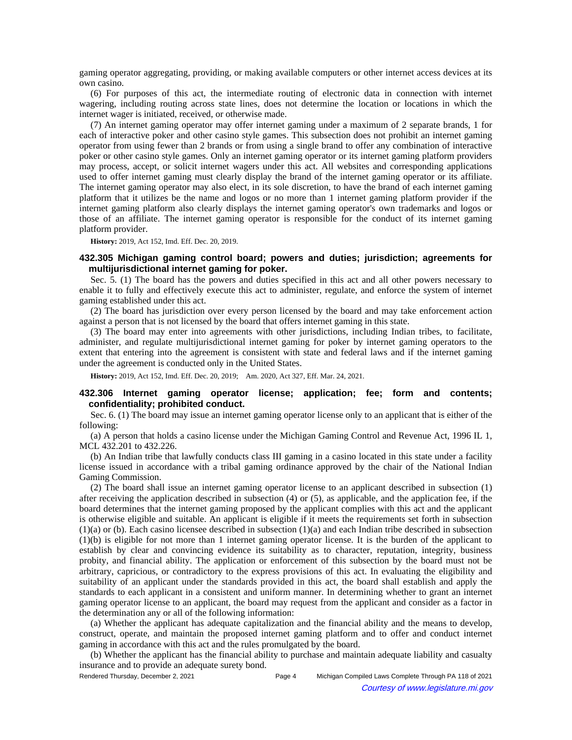gaming operator aggregating, providing, or making available computers or other internet access devices at its own casino.

(6) For purposes of this act, the intermediate routing of electronic data in connection with internet wagering, including routing across state lines, does not determine the location or locations in which the internet wager is initiated, received, or otherwise made.

(7) An internet gaming operator may offer internet gaming under a maximum of 2 separate brands, 1 for each of interactive poker and other casino style games. This subsection does not prohibit an internet gaming operator from using fewer than 2 brands or from using a single brand to offer any combination of interactive poker or other casino style games. Only an internet gaming operator or its internet gaming platform providers may process, accept, or solicit internet wagers under this act. All websites and corresponding applications used to offer internet gaming must clearly display the brand of the internet gaming operator or its affiliate. The internet gaming operator may also elect, in its sole discretion, to have the brand of each internet gaming platform that it utilizes be the name and logos or no more than 1 internet gaming platform provider if the internet gaming platform also clearly displays the internet gaming operator's own trademarks and logos or those of an affiliate. The internet gaming operator is responsible for the conduct of its internet gaming platform provider.

**History:** 2019, Act 152, Imd. Eff. Dec. 20, 2019.

### 432.305 Michigan gaming control board; powers and duties; jurisdiction; agreements for multijurisdictional internet gaming for poker.

Sec. 5. (1) The board has the powers and duties specified in this act and all other powers necessary to enable it to fully and effectively execute this act to administer, regulate, and enforce the system of internet gaming established under this act.

(2) The board has jurisdiction over every person licensed by the board and may take enforcement action against a person that is not licensed by the board that offers internet gaming in this state.

(3) The board may enter into agreements with other jurisdictions, including Indian tribes, to facilitate, administer, and regulate multijurisdictional internet gaming for poker by internet gaming operators to the extent that entering into the agreement is consistent with state and federal laws and if the internet gaming under the agreement is conducted only in the United States.

**History:** 2019, Act 152, Imd. Eff. Dec. 20, 2019; Am. 2020, Act 327, Eff. Mar. 24, 2021.

### 432.306 Internet gaming operator license; application; fee; form and contents; confidentiality; prohibited conduct.

Sec. 6. (1) The board may issue an internet gaming operator license only to an applicant that is either of the following:

(a) A person that holds a casino license under the Michigan Gaming Control and Revenue Act, 1996 IL 1, MCL 432.201 to 432.226.

(b) An Indian tribe that lawfully conducts class III gaming in a casino located in this state under a facility license issued in accordance with a tribal gaming ordinance approved by the chair of the National Indian Gaming Commission.

(2) The board shall issue an internet gaming operator license to an applicant described in subsection (1) after receiving the application described in subsection (4) or (5), as applicable, and the application fee, if the board determines that the internet gaming proposed by the applicant complies with this act and the applicant is otherwise eligible and suitable. An applicant is eligible if it meets the requirements set forth in subsection (1)(a) or (b). Each casino licensee described in subsection (1)(a) and each Indian tribe described in subsection (1)(b) is eligible for not more than 1 internet gaming operator license. It is the burden of the applicant to establish by clear and convincing evidence its suitability as to character, reputation, integrity, business probity, and financial ability. The application or enforcement of this subsection by the board must not be arbitrary, capricious, or contradictory to the express provisions of this act. In evaluating the eligibility and suitability of an applicant under the standards provided in this act, the board shall establish and apply the standards to each applicant in a consistent and uniform manner. In determining whether to grant an internet gaming operator license to an applicant, the board may request from the applicant and consider as a factor in the determination any or all of the following information:

(a) Whether the applicant has adequate capitalization and the financial ability and the means to develop, construct, operate, and maintain the proposed internet gaming platform and to offer and conduct internet gaming in accordance with this act and the rules promulgated by the board.

(b) Whether the applicant has the financial ability to purchase and maintain adequate liability and casualty insurance and to provide an adequate surety bond.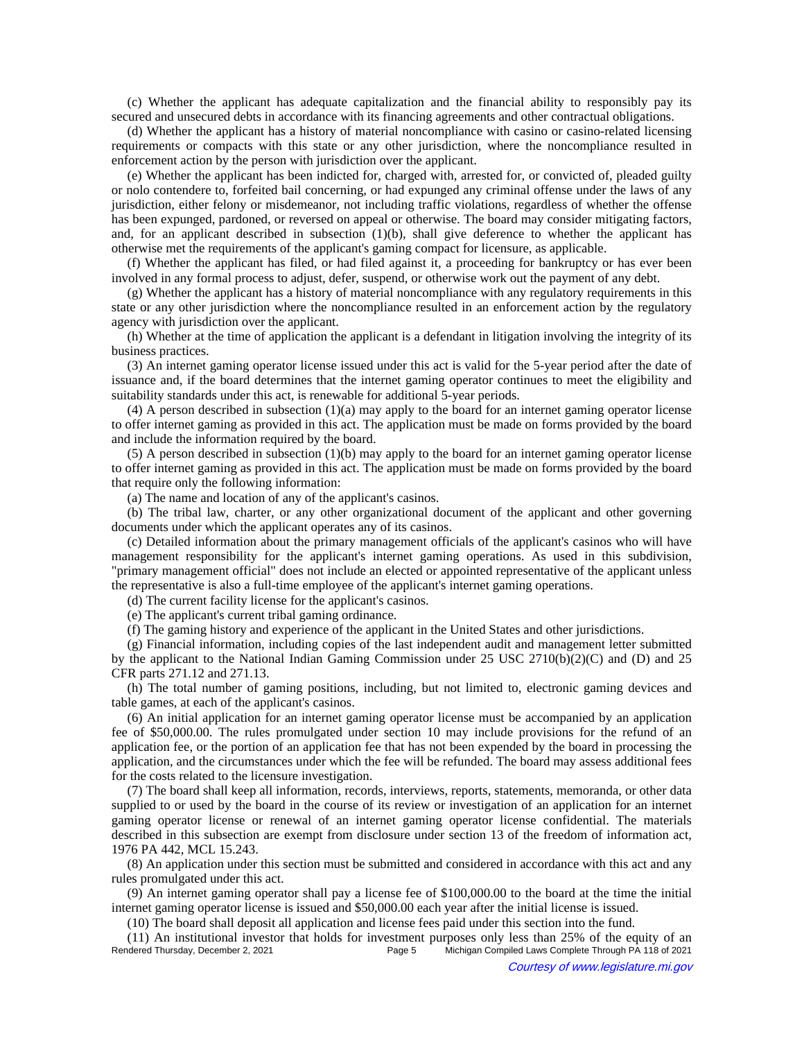(c) Whether the applicant has adequate capitalization and the financial ability to responsibly pay its secured and unsecured debts in accordance with its financing agreements and other contractual obligations.

(d) Whether the applicant has a history of material noncompliance with casino or casino-related licensing requirements or compacts with this state or any other jurisdiction, where the noncompliance resulted in enforcement action by the person with jurisdiction over the applicant.

(e) Whether the applicant has been indicted for, charged with, arrested for, or convicted of, pleaded guilty or nolo contendere to, forfeited bail concerning, or had expunged any criminal offense under the laws of any jurisdiction, either felony or misdemeanor, not including traffic violations, regardless of whether the offense has been expunged, pardoned, or reversed on appeal or otherwise. The board may consider mitigating factors, and, for an applicant described in subsection (1)(b), shall give deference to whether the applicant has otherwise met the requirements of the applicant's gaming compact for licensure, as applicable.

(f) Whether the applicant has filed, or had filed against it, a proceeding for bankruptcy or has ever been involved in any formal process to adjust, defer, suspend, or otherwise work out the payment of any debt.

(g) Whether the applicant has a history of material noncompliance with any regulatory requirements in this state or any other jurisdiction where the noncompliance resulted in an enforcement action by the regulatory agency with jurisdiction over the applicant.

(h) Whether at the time of application the applicant is a defendant in litigation involving the integrity of its business practices.

(3) An internet gaming operator license issued under this act is valid for the 5-year period after the date of issuance and, if the board determines that the internet gaming operator continues to meet the eligibility and suitability standards under this act, is renewable for additional 5-year periods.

(4) A person described in subsection (1)(a) may apply to the board for an internet gaming operator license to offer internet gaming as provided in this act. The application must be made on forms provided by the board and include the information required by the board.

(5) A person described in subsection (1)(b) may apply to the board for an internet gaming operator license to offer internet gaming as provided in this act. The application must be made on forms provided by the board that require only the following information:

(a) The name and location of any of the applicant's casinos.

(b) The tribal law, charter, or any other organizational document of the applicant and other governing documents under which the applicant operates any of its casinos.

(c) Detailed information about the primary management officials of the applicant's casinos who will have management responsibility for the applicant's internet gaming operations. As used in this subdivision, "primary management official" does not include an elected or appointed representative of the applicant unless the representative is also a full-time employee of the applicant's internet gaming operations.

(d) The current facility license for the applicant's casinos.

(e) The applicant's current tribal gaming ordinance.

(f) The gaming history and experience of the applicant in the United States and other jurisdictions.

(g) Financial information, including copies of the last independent audit and management letter submitted by the applicant to the National Indian Gaming Commission under 25 USC 2710(b)(2)(C) and (D) and 25 CFR parts 271.12 and 271.13.

(h) The total number of gaming positions, including, but not limited to, electronic gaming devices and table games, at each of the applicant's casinos.

(6) An initial application for an internet gaming operator license must be accompanied by an application fee of $50,000.00. The rules promulgated under section 10 may include provisions for the refund of an application fee, or the portion of an application fee that has not been expended by the board in processing the application, and the circumstances under which the fee will be refunded. The board may assess additional fees for the costs related to the licensure investigation.

(7) The board shall keep all information, records, interviews, reports, statements, memoranda, or other data supplied to or used by the board in the course of its review or investigation of an application for an internet gaming operator license or renewal of an internet gaming operator license confidential. The materials described in this subsection are exempt from disclosure under section 13 of the freedom of information act, 1976 PA 442, MCL 15.243.

(8) An application under this section must be submitted and considered in accordance with this act and any rules promulgated under this act.

(9) An internet gaming operator shall pay a license fee of $100,000.00 to the board at the time the initial internet gaming operator license is issued and $50,000.00 each year after the initial license is issued.

(10) The board shall deposit all application and license fees paid under this section into the fund.

(11) An institutional investor that holds for investment purposes only less than 25% of the equity of an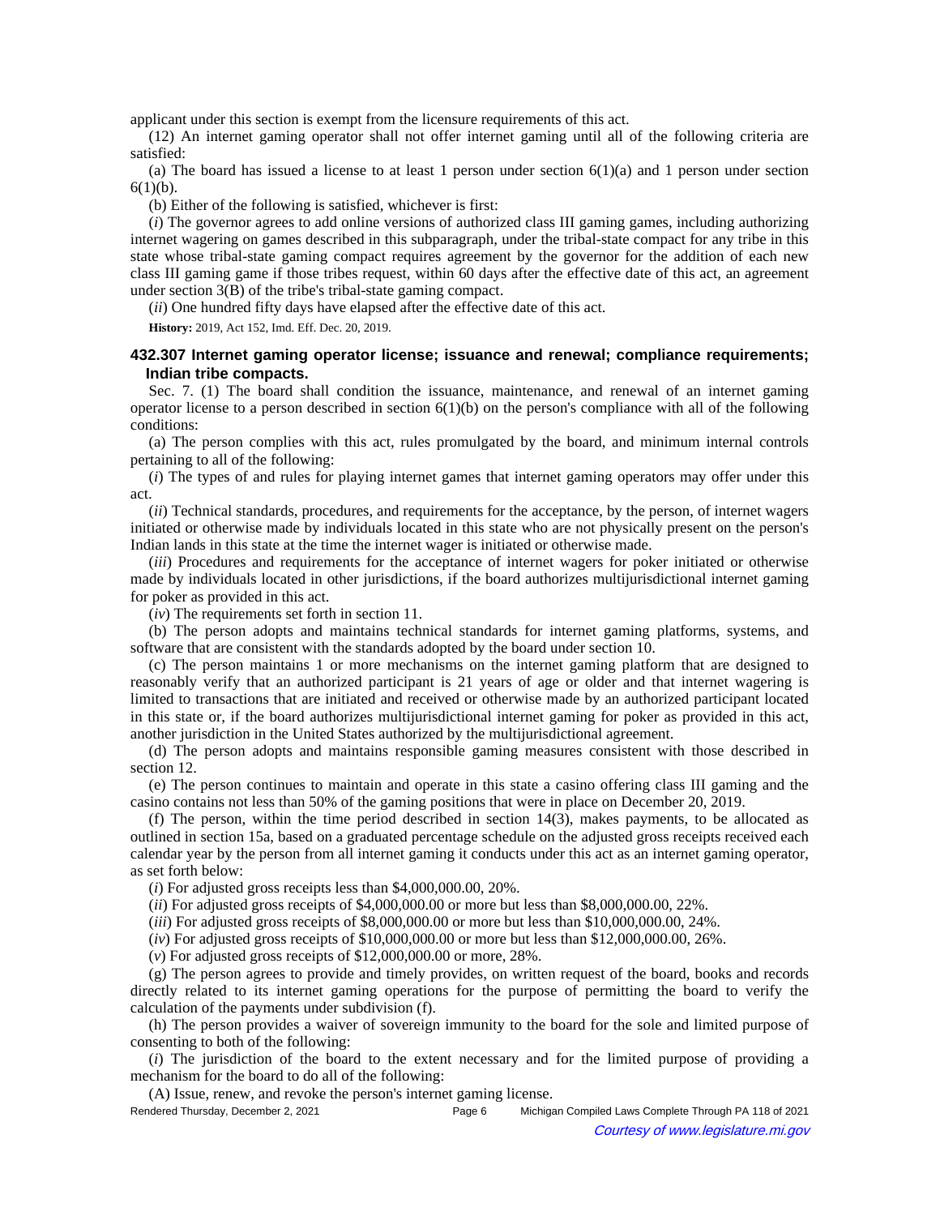applicant under this section is exempt from the licensure requirements of this act.

(12) An internet gaming operator shall not offer internet gaming until all of the following criteria are satisfied:

(a) The board has issued a license to at least 1 person under section 6(1)(a) and 1 person under section 6(1)(b).

(b) Either of the following is satisfied, whichever is first:

(*i*) The governor agrees to add online versions of authorized class III gaming games, including authorizing internet wagering on games described in this subparagraph, under the tribal-state compact for any tribe in this state whose tribal-state gaming compact requires agreement by the governor for the addition of each new class III gaming game if those tribes request, within 60 days after the effective date of this act, an agreement under section 3(B) of the tribe's tribal-state gaming compact.

(*ii*) One hundred fifty days have elapsed after the effective date of this act.

**History:** 2019, Act 152, Imd. Eff. Dec. 20, 2019.

### 432.307 Internet gaming operator license; issuance and renewal; compliance requirements; Indian tribe compacts.

Sec. 7. (1) The board shall condition the issuance, maintenance, and renewal of an internet gaming operator license to a person described in section 6(1)(b) on the person's compliance with all of the following conditions:

(a) The person complies with this act, rules promulgated by the board, and minimum internal controls pertaining to all of the following:

(*i*) The types of and rules for playing internet games that internet gaming operators may offer under this act.

(*ii*) Technical standards, procedures, and requirements for the acceptance, by the person, of internet wagers initiated or otherwise made by individuals located in this state who are not physically present on the person's Indian lands in this state at the time the internet wager is initiated or otherwise made.

(*iii*) Procedures and requirements for the acceptance of internet wagers for poker initiated or otherwise made by individuals located in other jurisdictions, if the board authorizes multijurisdictional internet gaming for poker as provided in this act.

(*iv*) The requirements set forth in section 11.

(b) The person adopts and maintains technical standards for internet gaming platforms, systems, and software that are consistent with the standards adopted by the board under section 10.

(c) The person maintains 1 or more mechanisms on the internet gaming platform that are designed to reasonably verify that an authorized participant is 21 years of age or older and that internet wagering is limited to transactions that are initiated and received or otherwise made by an authorized participant located in this state or, if the board authorizes multijurisdictional internet gaming for poker as provided in this act, another jurisdiction in the United States authorized by the multijurisdictional agreement.

(d) The person adopts and maintains responsible gaming measures consistent with those described in section 12.

(e) The person continues to maintain and operate in this state a casino offering class III gaming and the casino contains not less than 50% of the gaming positions that were in place on December 20, 2019.

(f) The person, within the time period described in section 14(3), makes payments, to be allocated as outlined in section 15a, based on a graduated percentage schedule on the adjusted gross receipts received each calendar year by the person from all internet gaming it conducts under this act as an internet gaming operator, as set forth below:

(*i*) For adjusted gross receipts less than $4,000,000.00, 20%.

(*ii*) For adjusted gross receipts of $4,000,000.00 or more but less than $8,000,000.00, 22%.

(*iii*) For adjusted gross receipts of $8,000,000.00 or more but less than $10,000,000.00, 24%.

(*iv*) For adjusted gross receipts of $10,000,000.00 or more but less than $12,000,000.00, 26%.

(*v*) For adjusted gross receipts of $12,000,000.00 or more, 28%.

(g) The person agrees to provide and timely provides, on written request of the board, books and records directly related to its internet gaming operations for the purpose of permitting the board to verify the calculation of the payments under subdivision (f).

(h) The person provides a waiver of sovereign immunity to the board for the sole and limited purpose of consenting to both of the following:

(*i*) The jurisdiction of the board to the extent necessary and for the limited purpose of providing a mechanism for the board to do all of the following:

(A) Issue, renew, and revoke the person's internet gaming license.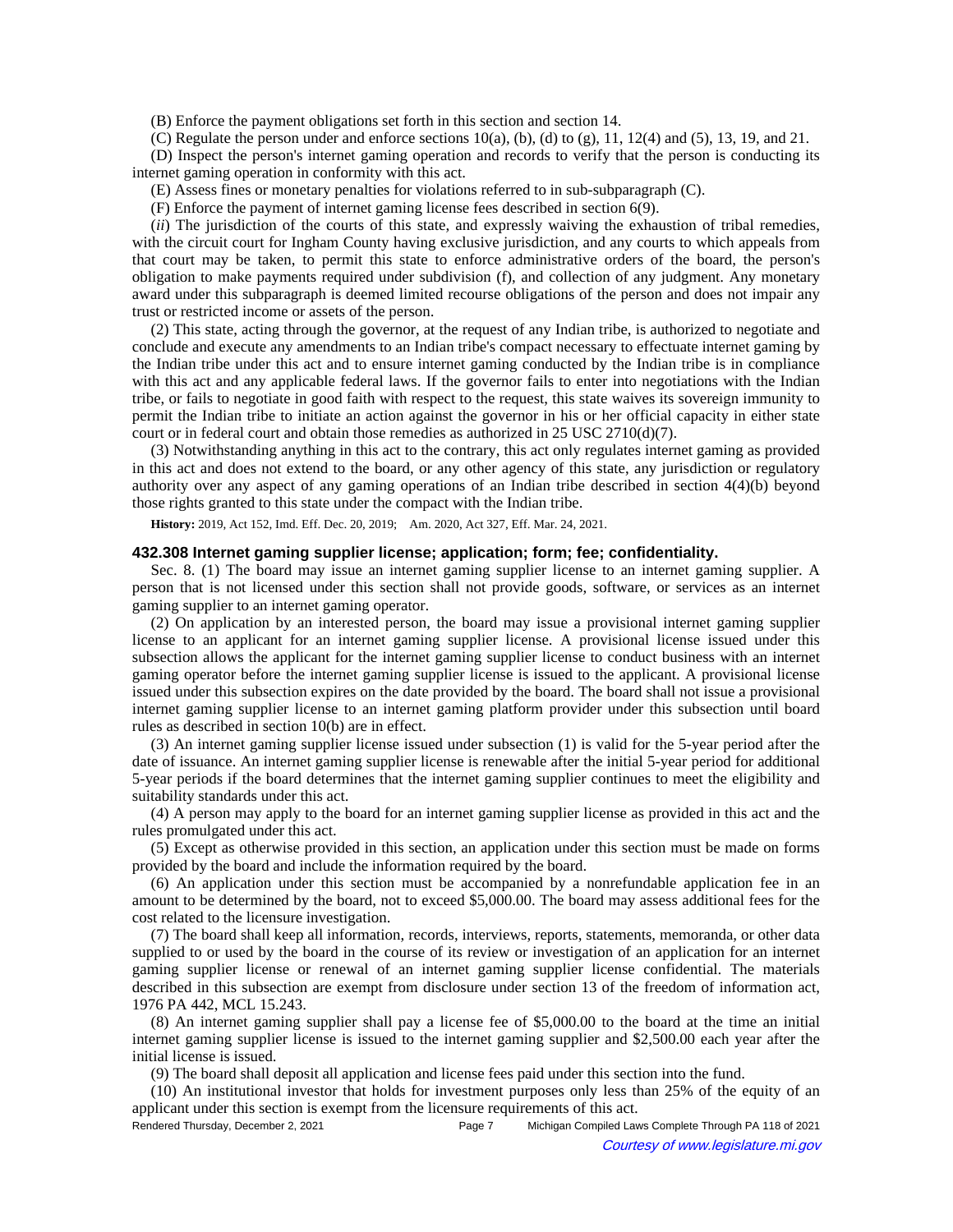(B) Enforce the payment obligations set forth in this section and section 14.

(C) Regulate the person under and enforce sections 10(a), (b), (d) to (g), 11, 12(4) and (5), 13, 19, and 21.

(D) Inspect the person's internet gaming operation and records to verify that the person is conducting its internet gaming operation in conformity with this act.

(E) Assess fines or monetary penalties for violations referred to in sub-subparagraph (C).

(F) Enforce the payment of internet gaming license fees described in section 6(9).

(*ii*) The jurisdiction of the courts of this state, and expressly waiving the exhaustion of tribal remedies, with the circuit court for Ingham County having exclusive jurisdiction, and any courts to which appeals from that court may be taken, to permit this state to enforce administrative orders of the board, the person's obligation to make payments required under subdivision (f), and collection of any judgment. Any monetary award under this subparagraph is deemed limited recourse obligations of the person and does not impair any trust or restricted income or assets of the person.

(2) This state, acting through the governor, at the request of any Indian tribe, is authorized to negotiate and conclude and execute any amendments to an Indian tribe's compact necessary to effectuate internet gaming by the Indian tribe under this act and to ensure internet gaming conducted by the Indian tribe is in compliance with this act and any applicable federal laws. If the governor fails to enter into negotiations with the Indian tribe, or fails to negotiate in good faith with respect to the request, this state waives its sovereign immunity to permit the Indian tribe to initiate an action against the governor in his or her official capacity in either state court or in federal court and obtain those remedies as authorized in 25 USC 2710(d)(7).

(3) Notwithstanding anything in this act to the contrary, this act only regulates internet gaming as provided in this act and does not extend to the board, or any other agency of this state, any jurisdiction or regulatory authority over any aspect of any gaming operations of an Indian tribe described in section 4(4)(b) beyond those rights granted to this state under the compact with the Indian tribe.

**History:** 2019, Act 152, Imd. Eff. Dec. 20, 2019; Am. 2020, Act 327, Eff. Mar. 24, 2021.

### 432.308 Internet gaming supplier license; application; form; fee; confidentiality.

Sec. 8. (1) The board may issue an internet gaming supplier license to an internet gaming supplier. A person that is not licensed under this section shall not provide goods, software, or services as an internet gaming supplier to an internet gaming operator.

(2) On application by an interested person, the board may issue a provisional internet gaming supplier license to an applicant for an internet gaming supplier license. A provisional license issued under this subsection allows the applicant for the internet gaming supplier license to conduct business with an internet gaming operator before the internet gaming supplier license is issued to the applicant. A provisional license issued under this subsection expires on the date provided by the board. The board shall not issue a provisional internet gaming supplier license to an internet gaming platform provider under this subsection until board rules as described in section 10(b) are in effect.

(3) An internet gaming supplier license issued under subsection (1) is valid for the 5-year period after the date of issuance. An internet gaming supplier license is renewable after the initial 5-year period for additional 5-year periods if the board determines that the internet gaming supplier continues to meet the eligibility and suitability standards under this act.

(4) A person may apply to the board for an internet gaming supplier license as provided in this act and the rules promulgated under this act.

(5) Except as otherwise provided in this section, an application under this section must be made on forms provided by the board and include the information required by the board.

(6) An application under this section must be accompanied by a nonrefundable application fee in an amount to be determined by the board, not to exceed $5,000.00. The board may assess additional fees for the cost related to the licensure investigation.

(7) The board shall keep all information, records, interviews, reports, statements, memoranda, or other data supplied to or used by the board in the course of its review or investigation of an application for an internet gaming supplier license or renewal of an internet gaming supplier license confidential. The materials described in this subsection are exempt from disclosure under section 13 of the freedom of information act, 1976 PA 442, MCL 15.243.

(8) An internet gaming supplier shall pay a license fee of $5,000.00 to the board at the time an initial internet gaming supplier license is issued to the internet gaming supplier and $2,500.00 each year after the initial license is issued.

(9) The board shall deposit all application and license fees paid under this section into the fund.

(10) An institutional investor that holds for investment purposes only less than 25% of the equity of an applicant under this section is exempt from the licensure requirements of this act.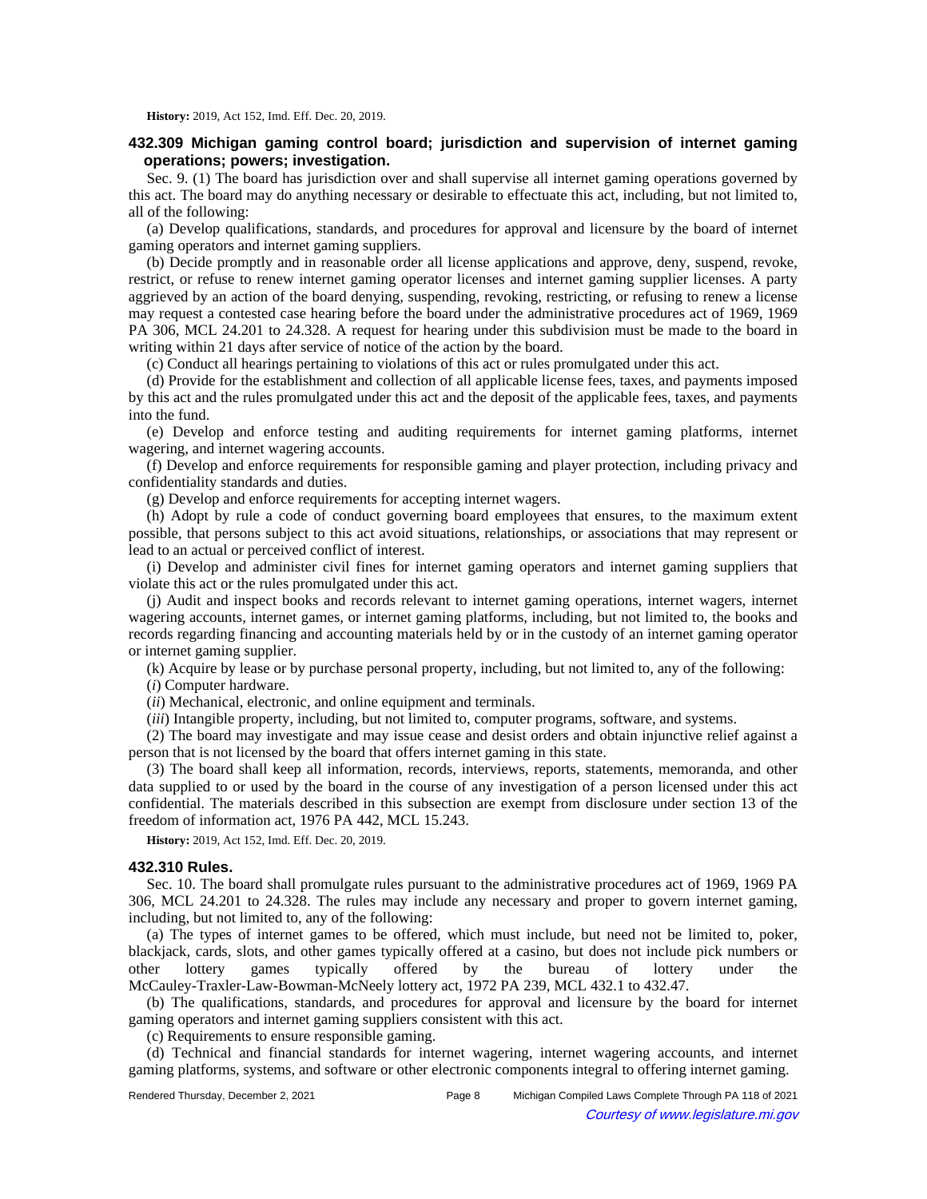**History:** 2019, Act 152, Imd. Eff. Dec. 20, 2019.

### 432.309 Michigan gaming control board; jurisdiction and supervision of internet gaming operations; powers; investigation.

Sec. 9. (1) The board has jurisdiction over and shall supervise all internet gaming operations governed by this act. The board may do anything necessary or desirable to effectuate this act, including, but not limited to, all of the following:

(a) Develop qualifications, standards, and procedures for approval and licensure by the board of internet gaming operators and internet gaming suppliers.

(b) Decide promptly and in reasonable order all license applications and approve, deny, suspend, revoke, restrict, or refuse to renew internet gaming operator licenses and internet gaming supplier licenses. A party aggrieved by an action of the board denying, suspending, revoking, restricting, or refusing to renew a license may request a contested case hearing before the board under the administrative procedures act of 1969, 1969 PA 306, MCL 24.201 to 24.328. A request for hearing under this subdivision must be made to the board in writing within 21 days after service of notice of the action by the board.

(c) Conduct all hearings pertaining to violations of this act or rules promulgated under this act.

(d) Provide for the establishment and collection of all applicable license fees, taxes, and payments imposed by this act and the rules promulgated under this act and the deposit of the applicable fees, taxes, and payments into the fund.

(e) Develop and enforce testing and auditing requirements for internet gaming platforms, internet wagering, and internet wagering accounts.

(f) Develop and enforce requirements for responsible gaming and player protection, including privacy and confidentiality standards and duties.

(g) Develop and enforce requirements for accepting internet wagers.

(h) Adopt by rule a code of conduct governing board employees that ensures, to the maximum extent possible, that persons subject to this act avoid situations, relationships, or associations that may represent or lead to an actual or perceived conflict of interest.

(i) Develop and administer civil fines for internet gaming operators and internet gaming suppliers that violate this act or the rules promulgated under this act.

(j) Audit and inspect books and records relevant to internet gaming operations, internet wagers, internet wagering accounts, internet games, or internet gaming platforms, including, but not limited to, the books and records regarding financing and accounting materials held by or in the custody of an internet gaming operator or internet gaming supplier.

(k) Acquire by lease or by purchase personal property, including, but not limited to, any of the following:

(*i*) Computer hardware.

(*ii*) Mechanical, electronic, and online equipment and terminals.

(*iii*) Intangible property, including, but not limited to, computer programs, software, and systems.

(2) The board may investigate and may issue cease and desist orders and obtain injunctive relief against a person that is not licensed by the board that offers internet gaming in this state.

(3) The board shall keep all information, records, interviews, reports, statements, memoranda, and other data supplied to or used by the board in the course of any investigation of a person licensed under this act confidential. The materials described in this subsection are exempt from disclosure under section 13 of the freedom of information act, 1976 PA 442, MCL 15.243.

**History:** 2019, Act 152, Imd. Eff. Dec. 20, 2019.

### 432.310 Rules.

Sec. 10. The board shall promulgate rules pursuant to the administrative procedures act of 1969, 1969 PA 306, MCL 24.201 to 24.328. The rules may include any necessary and proper to govern internet gaming, including, but not limited to, any of the following:

(a) The types of internet games to be offered, which must include, but need not be limited to, poker, blackjack, cards, slots, and other games typically offered at a casino, but does not include pick numbers or other lottery games typically offered by the bureau of lottery under the McCauley-Traxler-Law-Bowman-McNeely lottery act, 1972 PA 239, MCL 432.1 to 432.47.

(b) The qualifications, standards, and procedures for approval and licensure by the board for internet gaming operators and internet gaming suppliers consistent with this act.

(c) Requirements to ensure responsible gaming.

(d) Technical and financial standards for internet wagering, internet wagering accounts, and internet gaming platforms, systems, and software or other electronic components integral to offering internet gaming.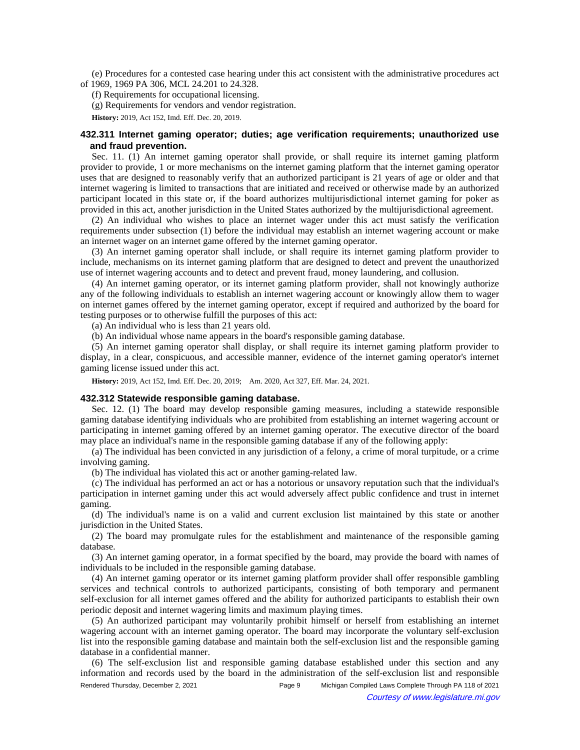(e) Procedures for a contested case hearing under this act consistent with the administrative procedures act of 1969, 1969 PA 306, MCL 24.201 to 24.328.

(f) Requirements for occupational licensing.

(g) Requirements for vendors and vendor registration.

**History:** 2019, Act 152, Imd. Eff. Dec. 20, 2019.

### 432.311 Internet gaming operator; duties; age verification requirements; unauthorized use and fraud prevention.

Sec. 11. (1) An internet gaming operator shall provide, or shall require its internet gaming platform provider to provide, 1 or more mechanisms on the internet gaming platform that the internet gaming operator uses that are designed to reasonably verify that an authorized participant is 21 years of age or older and that internet wagering is limited to transactions that are initiated and received or otherwise made by an authorized participant located in this state or, if the board authorizes multijurisdictional internet gaming for poker as provided in this act, another jurisdiction in the United States authorized by the multijurisdictional agreement.

(2) An individual who wishes to place an internet wager under this act must satisfy the verification requirements under subsection (1) before the individual may establish an internet wagering account or make an internet wager on an internet game offered by the internet gaming operator.

(3) An internet gaming operator shall include, or shall require its internet gaming platform provider to include, mechanisms on its internet gaming platform that are designed to detect and prevent the unauthorized use of internet wagering accounts and to detect and prevent fraud, money laundering, and collusion.

(4) An internet gaming operator, or its internet gaming platform provider, shall not knowingly authorize any of the following individuals to establish an internet wagering account or knowingly allow them to wager on internet games offered by the internet gaming operator, except if required and authorized by the board for testing purposes or to otherwise fulfill the purposes of this act:

(a) An individual who is less than 21 years old.

(b) An individual whose name appears in the board's responsible gaming database.

(5) An internet gaming operator shall display, or shall require its internet gaming platform provider to display, in a clear, conspicuous, and accessible manner, evidence of the internet gaming operator's internet gaming license issued under this act.

**History:** 2019, Act 152, Imd. Eff. Dec. 20, 2019; Am. 2020, Act 327, Eff. Mar. 24, 2021.

### 432.312 Statewide responsible gaming database.

Sec. 12. (1) The board may develop responsible gaming measures, including a statewide responsible gaming database identifying individuals who are prohibited from establishing an internet wagering account or participating in internet gaming offered by an internet gaming operator. The executive director of the board may place an individual's name in the responsible gaming database if any of the following apply:

(a) The individual has been convicted in any jurisdiction of a felony, a crime of moral turpitude, or a crime involving gaming.

(b) The individual has violated this act or another gaming-related law.

(c) The individual has performed an act or has a notorious or unsavory reputation such that the individual's participation in internet gaming under this act would adversely affect public confidence and trust in internet gaming.

(d) The individual's name is on a valid and current exclusion list maintained by this state or another jurisdiction in the United States.

(2) The board may promulgate rules for the establishment and maintenance of the responsible gaming database.

(3) An internet gaming operator, in a format specified by the board, may provide the board with names of individuals to be included in the responsible gaming database.

(4) An internet gaming operator or its internet gaming platform provider shall offer responsible gambling services and technical controls to authorized participants, consisting of both temporary and permanent self-exclusion for all internet games offered and the ability for authorized participants to establish their own periodic deposit and internet wagering limits and maximum playing times.

(5) An authorized participant may voluntarily prohibit himself or herself from establishing an internet wagering account with an internet gaming operator. The board may incorporate the voluntary self-exclusion list into the responsible gaming database and maintain both the self-exclusion list and the responsible gaming database in a confidential manner.

(6) The self-exclusion list and responsible gaming database established under this section and any information and records used by the board in the administration of the self-exclusion list and responsible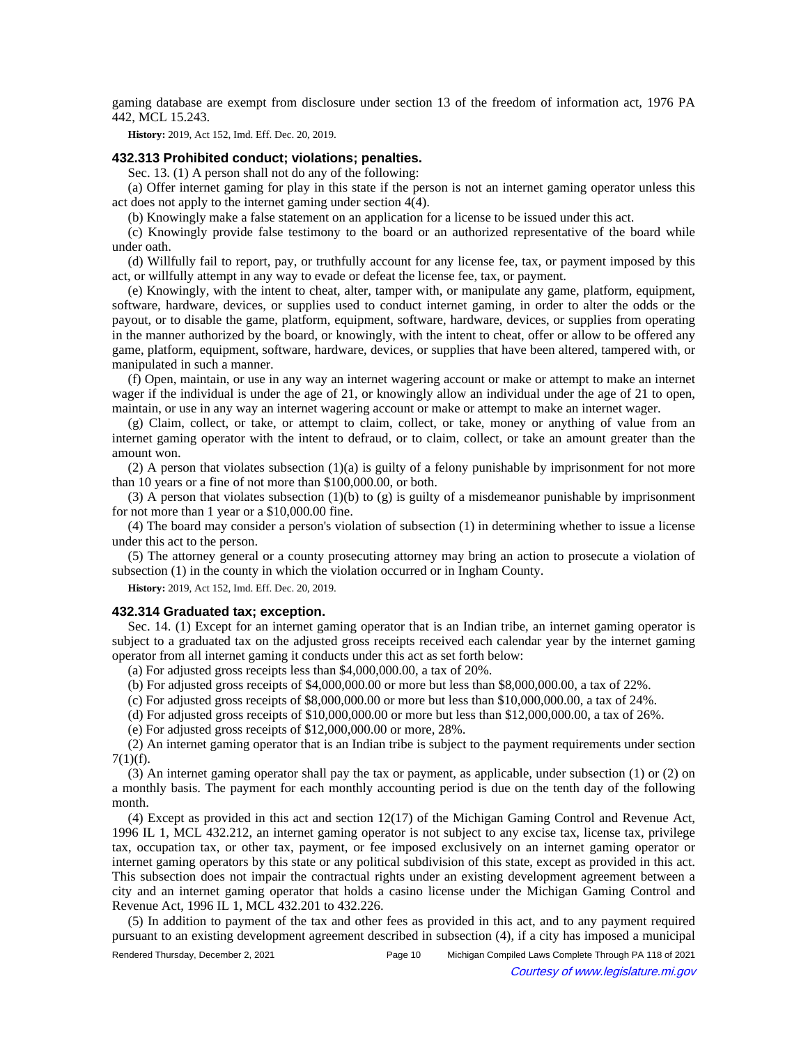gaming database are exempt from disclosure under section 13 of the freedom of information act, 1976 PA 442, MCL 15.243.

**History:** 2019, Act 152, Imd. Eff. Dec. 20, 2019.

### 432.313 Prohibited conduct; violations; penalties.

Sec. 13. (1) A person shall not do any of the following:

(a) Offer internet gaming for play in this state if the person is not an internet gaming operator unless this act does not apply to the internet gaming under section 4(4).

(b) Knowingly make a false statement on an application for a license to be issued under this act.

(c) Knowingly provide false testimony to the board or an authorized representative of the board while under oath.

(d) Willfully fail to report, pay, or truthfully account for any license fee, tax, or payment imposed by this act, or willfully attempt in any way to evade or defeat the license fee, tax, or payment.

(e) Knowingly, with the intent to cheat, alter, tamper with, or manipulate any game, platform, equipment, software, hardware, devices, or supplies used to conduct internet gaming, in order to alter the odds or the payout, or to disable the game, platform, equipment, software, hardware, devices, or supplies from operating in the manner authorized by the board, or knowingly, with the intent to cheat, offer or allow to be offered any game, platform, equipment, software, hardware, devices, or supplies that have been altered, tampered with, or manipulated in such a manner.

(f) Open, maintain, or use in any way an internet wagering account or make or attempt to make an internet wager if the individual is under the age of 21, or knowingly allow an individual under the age of 21 to open, maintain, or use in any way an internet wagering account or make or attempt to make an internet wager.

(g) Claim, collect, or take, or attempt to claim, collect, or take, money or anything of value from an internet gaming operator with the intent to defraud, or to claim, collect, or take an amount greater than the amount won.

(2) A person that violates subsection (1)(a) is guilty of a felony punishable by imprisonment for not more than 10 years or a fine of not more than $100,000.00, or both.

(3) A person that violates subsection (1)(b) to (g) is guilty of a misdemeanor punishable by imprisonment for not more than 1 year or a $10,000.00 fine.

(4) The board may consider a person's violation of subsection (1) in determining whether to issue a license under this act to the person.

(5) The attorney general or a county prosecuting attorney may bring an action to prosecute a violation of subsection (1) in the county in which the violation occurred or in Ingham County.

**History:** 2019, Act 152, Imd. Eff. Dec. 20, 2019.

### 432.314 Graduated tax; exception.

Sec. 14. (1) Except for an internet gaming operator that is an Indian tribe, an internet gaming operator is subject to a graduated tax on the adjusted gross receipts received each calendar year by the internet gaming operator from all internet gaming it conducts under this act as set forth below:

(a) For adjusted gross receipts less than $4,000,000.00, a tax of 20%.

(b) For adjusted gross receipts of $4,000,000.00 or more but less than $8,000,000.00, a tax of 22%.

(c) For adjusted gross receipts of $8,000,000.00 or more but less than $10,000,000.00, a tax of 24%.

(d) For adjusted gross receipts of $10,000,000.00 or more but less than $12,000,000.00, a tax of 26%.

(e) For adjusted gross receipts of $12,000,000.00 or more, 28%.

(2) An internet gaming operator that is an Indian tribe is subject to the payment requirements under section 7(1)(f).

(3) An internet gaming operator shall pay the tax or payment, as applicable, under subsection (1) or (2) on a monthly basis. The payment for each monthly accounting period is due on the tenth day of the following month.

(4) Except as provided in this act and section 12(17) of the Michigan Gaming Control and Revenue Act, 1996 IL 1, MCL 432.212, an internet gaming operator is not subject to any excise tax, license tax, privilege tax, occupation tax, or other tax, payment, or fee imposed exclusively on an internet gaming operator or internet gaming operators by this state or any political subdivision of this state, except as provided in this act. This subsection does not impair the contractual rights under an existing development agreement between a city and an internet gaming operator that holds a casino license under the Michigan Gaming Control and Revenue Act, 1996 IL 1, MCL 432.201 to 432.226.

(5) In addition to payment of the tax and other fees as provided in this act, and to any payment required pursuant to an existing development agreement described in subsection (4), if a city has imposed a municipal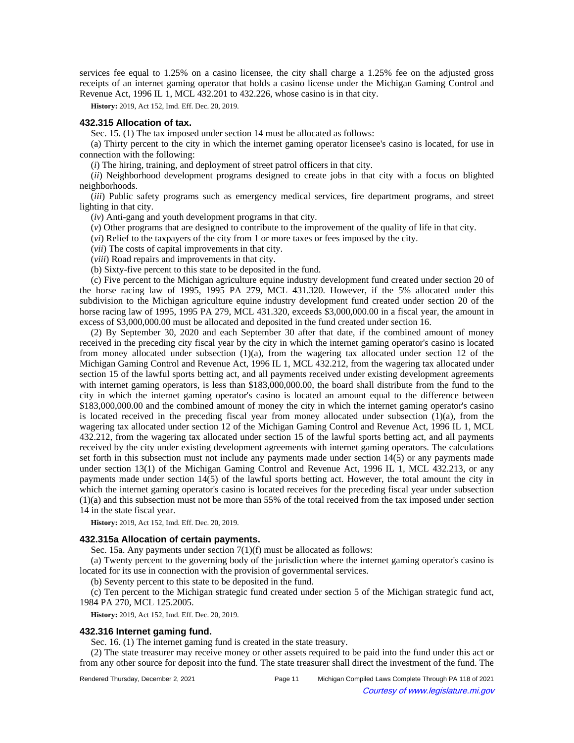services fee equal to 1.25% on a casino licensee, the city shall charge a 1.25% fee on the adjusted gross receipts of an internet gaming operator that holds a casino license under the Michigan Gaming Control and Revenue Act, 1996 IL 1, MCL 432.201 to 432.226, whose casino is in that city.

**History:** 2019, Act 152, Imd. Eff. Dec. 20, 2019.

### 432.315 Allocation of tax.

Sec. 15. (1) The tax imposed under section 14 must be allocated as follows:

(a) Thirty percent to the city in which the internet gaming operator licensee's casino is located, for use in connection with the following:

(*i*) The hiring, training, and deployment of street patrol officers in that city.

(*ii*) Neighborhood development programs designed to create jobs in that city with a focus on blighted neighborhoods.

(*iii*) Public safety programs such as emergency medical services, fire department programs, and street lighting in that city.

(*iv*) Anti-gang and youth development programs in that city.

(*v*) Other programs that are designed to contribute to the improvement of the quality of life in that city.

(*vi*) Relief to the taxpayers of the city from 1 or more taxes or fees imposed by the city.

(*vii*) The costs of capital improvements in that city.

(*viii*) Road repairs and improvements in that city.

(b) Sixty-five percent to this state to be deposited in the fund.

(c) Five percent to the Michigan agriculture equine industry development fund created under section 20 of the horse racing law of 1995, 1995 PA 279, MCL 431.320. However, if the 5% allocated under this subdivision to the Michigan agriculture equine industry development fund created under section 20 of the horse racing law of 1995, 1995 PA 279, MCL 431.320, exceeds $3,000,000.00 in a fiscal year, the amount in excess of $3,000,000.00 must be allocated and deposited in the fund created under section 16.

(2) By September 30, 2020 and each September 30 after that date, if the combined amount of money received in the preceding city fiscal year by the city in which the internet gaming operator's casino is located from money allocated under subsection (1)(a), from the wagering tax allocated under section 12 of the Michigan Gaming Control and Revenue Act, 1996 IL 1, MCL 432.212, from the wagering tax allocated under section 15 of the lawful sports betting act, and all payments received under existing development agreements with internet gaming operators, is less than $183,000,000.00, the board shall distribute from the fund to the city in which the internet gaming operator's casino is located an amount equal to the difference between $183,000,000.00 and the combined amount of money the city in which the internet gaming operator's casino is located received in the preceding fiscal year from money allocated under subsection (1)(a), from the wagering tax allocated under section 12 of the Michigan Gaming Control and Revenue Act, 1996 IL 1, MCL 432.212, from the wagering tax allocated under section 15 of the lawful sports betting act, and all payments received by the city under existing development agreements with internet gaming operators. The calculations set forth in this subsection must not include any payments made under section 14(5) or any payments made under section 13(1) of the Michigan Gaming Control and Revenue Act, 1996 IL 1, MCL 432.213, or any payments made under section 14(5) of the lawful sports betting act. However, the total amount the city in which the internet gaming operator's casino is located receives for the preceding fiscal year under subsection (1)(a) and this subsection must not be more than 55% of the total received from the tax imposed under section 14 in the state fiscal year.

**History:** 2019, Act 152, Imd. Eff. Dec. 20, 2019.

### 432.315a Allocation of certain payments.

Sec. 15a. Any payments under section 7(1)(f) must be allocated as follows:

(a) Twenty percent to the governing body of the jurisdiction where the internet gaming operator's casino is located for its use in connection with the provision of governmental services.

(b) Seventy percent to this state to be deposited in the fund.

(c) Ten percent to the Michigan strategic fund created under section 5 of the Michigan strategic fund act, 1984 PA 270, MCL 125.2005.

**History:** 2019, Act 152, Imd. Eff. Dec. 20, 2019.

### 432.316 Internet gaming fund.

Sec. 16. (1) The internet gaming fund is created in the state treasury.

(2) The state treasurer may receive money or other assets required to be paid into the fund under this act or from any other source for deposit into the fund. The state treasurer shall direct the investment of the fund. The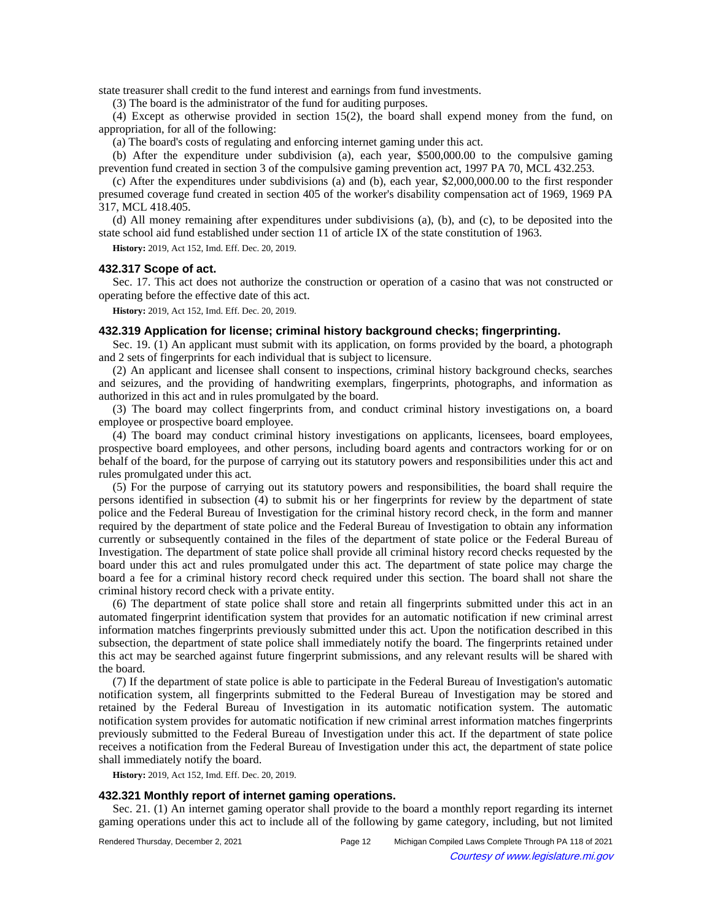state treasurer shall credit to the fund interest and earnings from fund investments.

(3) The board is the administrator of the fund for auditing purposes.

(4) Except as otherwise provided in section 15(2), the board shall expend money from the fund, on appropriation, for all of the following:

(a) The board's costs of regulating and enforcing internet gaming under this act.

(b) After the expenditure under subdivision (a), each year, $500,000.00 to the compulsive gaming prevention fund created in section 3 of the compulsive gaming prevention act, 1997 PA 70, MCL 432.253.

(c) After the expenditures under subdivisions (a) and (b), each year, $2,000,000.00 to the first responder presumed coverage fund created in section 405 of the worker's disability compensation act of 1969, 1969 PA 317, MCL 418.405.

(d) All money remaining after expenditures under subdivisions (a), (b), and (c), to be deposited into the state school aid fund established under section 11 of article IX of the state constitution of 1963.

**History:** 2019, Act 152, Imd. Eff. Dec. 20, 2019.

### 432.317 Scope of act.

Sec. 17. This act does not authorize the construction or operation of a casino that was not constructed or operating before the effective date of this act.

**History:** 2019, Act 152, Imd. Eff. Dec. 20, 2019.

### 432.319 Application for license; criminal history background checks; fingerprinting.

Sec. 19. (1) An applicant must submit with its application, on forms provided by the board, a photograph and 2 sets of fingerprints for each individual that is subject to licensure.

(2) An applicant and licensee shall consent to inspections, criminal history background checks, searches and seizures, and the providing of handwriting exemplars, fingerprints, photographs, and information as authorized in this act and in rules promulgated by the board.

(3) The board may collect fingerprints from, and conduct criminal history investigations on, a board employee or prospective board employee.

(4) The board may conduct criminal history investigations on applicants, licensees, board employees, prospective board employees, and other persons, including board agents and contractors working for or on behalf of the board, for the purpose of carrying out its statutory powers and responsibilities under this act and rules promulgated under this act.

(5) For the purpose of carrying out its statutory powers and responsibilities, the board shall require the persons identified in subsection (4) to submit his or her fingerprints for review by the department of state police and the Federal Bureau of Investigation for the criminal history record check, in the form and manner required by the department of state police and the Federal Bureau of Investigation to obtain any information currently or subsequently contained in the files of the department of state police or the Federal Bureau of Investigation. The department of state police shall provide all criminal history record checks requested by the board under this act and rules promulgated under this act. The department of state police may charge the board a fee for a criminal history record check required under this section. The board shall not share the criminal history record check with a private entity.

(6) The department of state police shall store and retain all fingerprints submitted under this act in an automated fingerprint identification system that provides for an automatic notification if new criminal arrest information matches fingerprints previously submitted under this act. Upon the notification described in this subsection, the department of state police shall immediately notify the board. The fingerprints retained under this act may be searched against future fingerprint submissions, and any relevant results will be shared with the board.

(7) If the department of state police is able to participate in the Federal Bureau of Investigation's automatic notification system, all fingerprints submitted to the Federal Bureau of Investigation may be stored and retained by the Federal Bureau of Investigation in its automatic notification system. The automatic notification system provides for automatic notification if new criminal arrest information matches fingerprints previously submitted to the Federal Bureau of Investigation under this act. If the department of state police receives a notification from the Federal Bureau of Investigation under this act, the department of state police shall immediately notify the board.

**History:** 2019, Act 152, Imd. Eff. Dec. 20, 2019.

### 432.321 Monthly report of internet gaming operations.

Sec. 21. (1) An internet gaming operator shall provide to the board a monthly report regarding its internet gaming operations under this act to include all of the following by game category, including, but not limited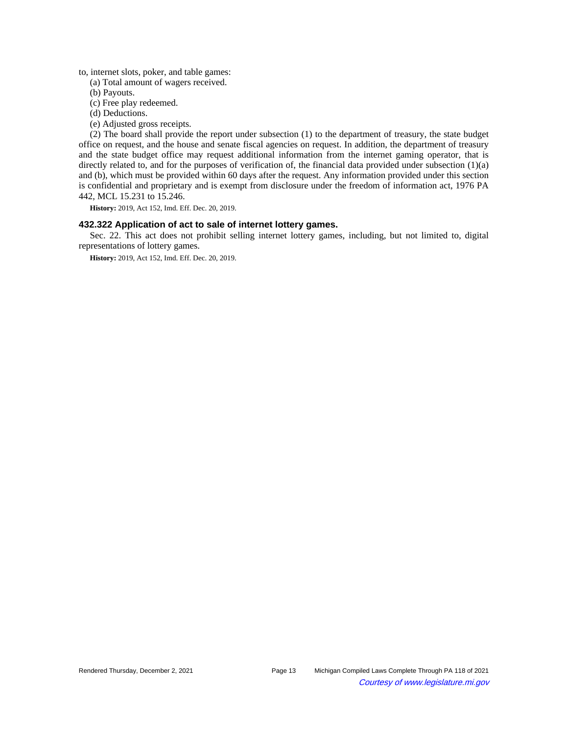to, internet slots, poker, and table games:

(a) Total amount of wagers received.

(b) Payouts.

(c) Free play redeemed.

(d) Deductions.

(e) Adjusted gross receipts.

(2) The board shall provide the report under subsection (1) to the department of treasury, the state budget office on request, and the house and senate fiscal agencies on request. In addition, the department of treasury and the state budget office may request additional information from the internet gaming operator, that is directly related to, and for the purposes of verification of, the financial data provided under subsection (1)(a) and (b), which must be provided within 60 days after the request. Any information provided under this section is confidential and proprietary and is exempt from disclosure under the freedom of information act, 1976 PA 442, MCL 15.231 to 15.246.

**History:** 2019, Act 152, Imd. Eff. Dec. 20, 2019.

### 432.322 Application of act to sale of internet lottery games.

Sec. 22. This act does not prohibit selling internet lottery games, including, but not limited to, digital representations of lottery games.

**History:** 2019, Act 152, Imd. Eff. Dec. 20, 2019.